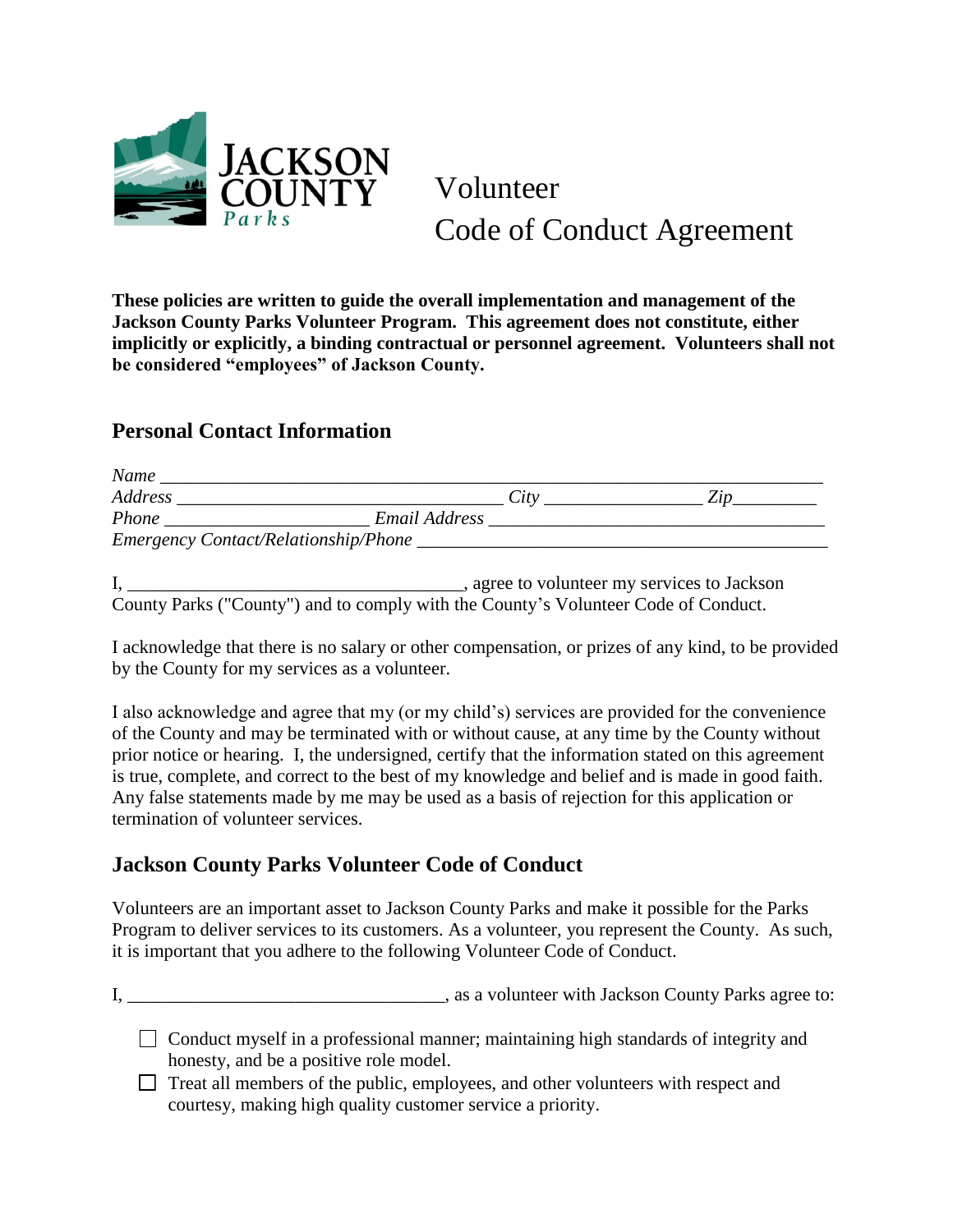JACKSON COUNTY Parks

# Volunteer Code of Conduct Agreement

**These policies are written to guide the overall implementation and management of the Jackson County Parks Volunteer Program. This agreement does not constitute, either implicitly or explicitly, a binding contractual or personnel agreement. Volunteers shall not be considered "employees" of Jackson County.**

## Personal Contact Information

*Name* ___________________________________________________________________________

*Address* ____________________________________ *City* _________________ *Zip*_________

*Phone* ______________________ *Email Address* ____________________________________

*Emergency Contact/Relationship/Phone* ____________________________________________

I, ____________________________________, agree to volunteer my services to Jackson County Parks ("County") and to comply with the County's Volunteer Code of Conduct.

I acknowledge that there is no salary or other compensation, or prizes of any kind, to be provided by the County for my services as a volunteer.

I also acknowledge and agree that my (or my child's) services are provided for the convenience of the County and may be terminated with or without cause, at any time by the County without prior notice or hearing. I, the undersigned, certify that the information stated on this agreement is true, complete, and correct to the best of my knowledge and belief and is made in good faith. Any false statements made by me may be used as a basis of rejection for this application or termination of volunteer services.

## Jackson County Parks Volunteer Code of Conduct

Volunteers are an important asset to Jackson County Parks and make it possible for the Parks Program to deliver services to its customers. As a volunteer, you represent the County. As such, it is important that you adhere to the following Volunteer Code of Conduct.

I, __________________________________, as a volunteer with Jackson County Parks agree to:

- ☐ Conduct myself in a professional manner; maintaining high standards of integrity and honesty, and be a positive role model.
- ☐ Treat all members of the public, employees, and other volunteers with respect and courtesy, making high quality customer service a priority.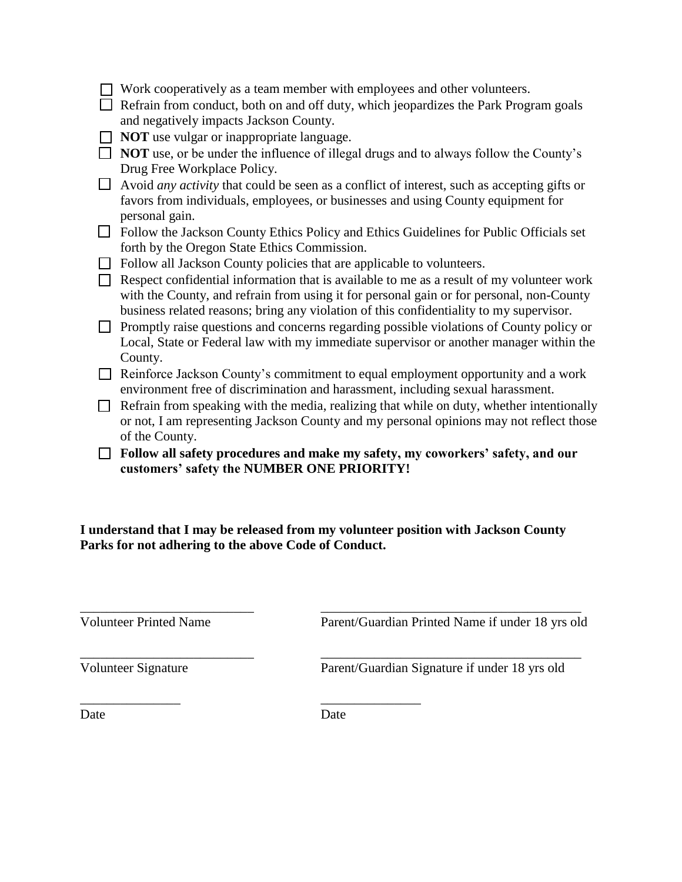- ☐ Work cooperatively as a team member with employees and other volunteers.
- ☐ Refrain from conduct, both on and off duty, which jeopardizes the Park Program goals and negatively impacts Jackson County.
- ☐ **NOT** use vulgar or inappropriate language.
- ☐ **NOT** use, or be under the influence of illegal drugs and to always follow the County's Drug Free Workplace Policy.
- ☐ Avoid *any activity* that could be seen as a conflict of interest, such as accepting gifts or favors from individuals, employees, or businesses and using County equipment for personal gain.
- ☐ Follow the Jackson County Ethics Policy and Ethics Guidelines for Public Officials set forth by the Oregon State Ethics Commission.
- ☐ Follow all Jackson County policies that are applicable to volunteers.
- ☐ Respect confidential information that is available to me as a result of my volunteer work with the County, and refrain from using it for personal gain or for personal, non-County business related reasons; bring any violation of this confidentiality to my supervisor.
- ☐ Promptly raise questions and concerns regarding possible violations of County policy or Local, State or Federal law with my immediate supervisor or another manager within the County.
- ☐ Reinforce Jackson County's commitment to equal employment opportunity and a work environment free of discrimination and harassment, including sexual harassment.
- ☐ Refrain from speaking with the media, realizing that while on duty, whether intentionally or not, I am representing Jackson County and my personal opinions may not reflect those of the County.
- ☐ **Follow all safety procedures and make my safety, my coworkers' safety, and our customers' safety the NUMBER ONE PRIORITY!**

**I understand that I may be released from my volunteer position with Jackson County Parks for not adhering to the above Code of Conduct.**

| | |
|---|---|
| ___________________________ | ________________________________________ |
| Volunteer Printed Name | Parent/Guardian Printed Name if under 18 yrs old |
| ___________________________ | ________________________________________ |
| Volunteer Signature | Parent/Guardian Signature if under 18 yrs old |
| _______________ | _______________ |
| Date | Date |